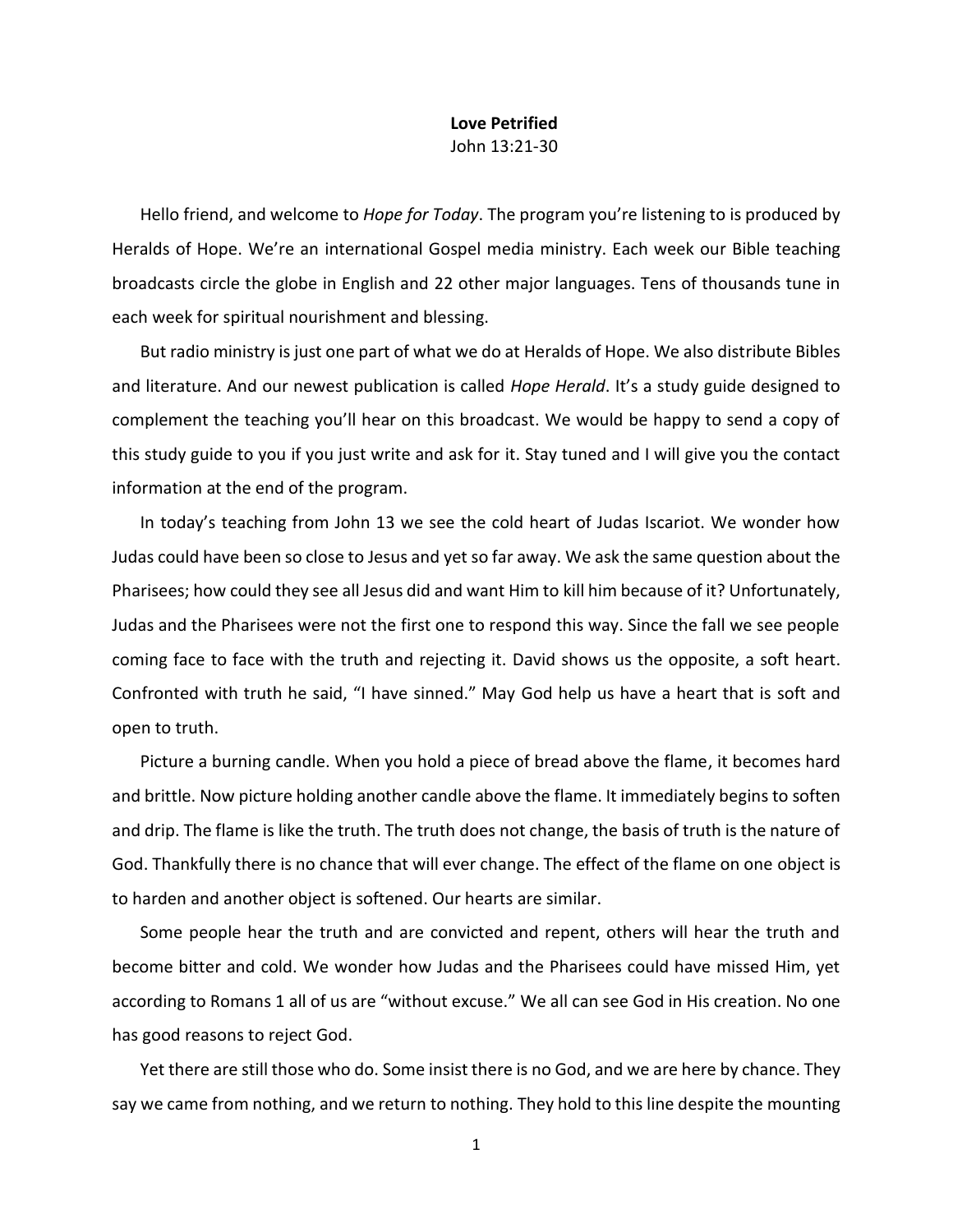# **Love Petrified**

John 13:21-30

Hello friend, and welcome to *Hope for Today*. The program you're listening to is produced by Heralds of Hope. We're an international Gospel media ministry. Each week our Bible teaching broadcasts circle the globe in English and 22 other major languages. Tens of thousands tune in each week for spiritual nourishment and blessing.

But radio ministry is just one part of what we do at Heralds of Hope. We also distribute Bibles and literature. And our newest publication is called *Hope Herald*. It's a study guide designed to complement the teaching you'll hear on this broadcast. We would be happy to send a copy of this study guide to you if you just write and ask for it. Stay tuned and I will give you the contact information at the end of the program.

In today's teaching from John 13 we see the cold heart of Judas Iscariot. We wonder how Judas could have been so close to Jesus and yet so far away. We ask the same question about the Pharisees; how could they see all Jesus did and want Him to kill him because of it? Unfortunately, Judas and the Pharisees were not the first one to respond this way. Since the fall we see people coming face to face with the truth and rejecting it. David shows us the opposite, a soft heart. Confronted with truth he said, "I have sinned." May God help us have a heart that is soft and open to truth.

Picture a burning candle. When you hold a piece of bread above the flame, it becomes hard and brittle. Now picture holding another candle above the flame. It immediately begins to soften and drip. The flame is like the truth. The truth does not change, the basis of truth is the nature of God. Thankfully there is no chance that will ever change. The effect of the flame on one object is to harden and another object is softened. Our hearts are similar.

Some people hear the truth and are convicted and repent, others will hear the truth and become bitter and cold. We wonder how Judas and the Pharisees could have missed Him, yet according to Romans 1 all of us are "without excuse." We all can see God in His creation. No one has good reasons to reject God.

Yet there are still those who do. Some insist there is no God, and we are here by chance. They say we came from nothing, and we return to nothing. They hold to this line despite the mounting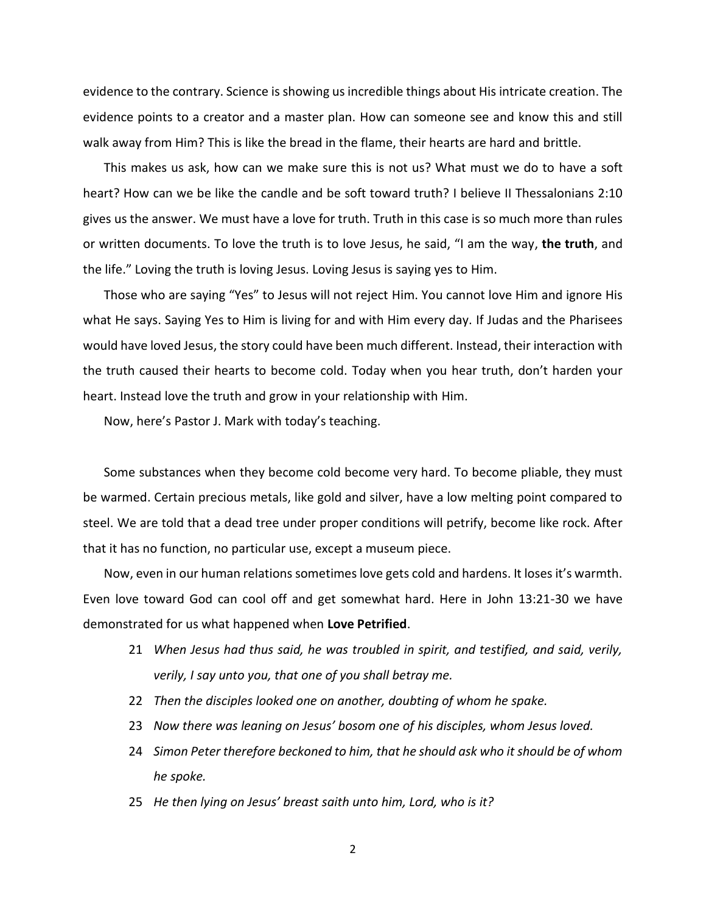evidence to the contrary. Science is showing us incredible things about His intricate creation. The evidence points to a creator and a master plan. How can someone see and know this and still walk away from Him? This is like the bread in the flame, their hearts are hard and brittle.

This makes us ask, how can we make sure this is not us? What must we do to have a soft heart? How can we be like the candle and be soft toward truth? I believe II Thessalonians 2:10 gives us the answer. We must have a love for truth. Truth in this case is so much more than rules or written documents. To love the truth is to love Jesus, he said, "I am the way, **the truth**, and the life." Loving the truth is loving Jesus. Loving Jesus is saying yes to Him.

Those who are saying "Yes" to Jesus will not reject Him. You cannot love Him and ignore His what He says. Saying Yes to Him is living for and with Him every day. If Judas and the Pharisees would have loved Jesus, the story could have been much different. Instead, their interaction with the truth caused their hearts to become cold. Today when you hear truth, don't harden your heart. Instead love the truth and grow in your relationship with Him.

Now, here's Pastor J. Mark with today's teaching.

Some substances when they become cold become very hard. To become pliable, they must be warmed. Certain precious metals, like gold and silver, have a low melting point compared to steel. We are told that a dead tree under proper conditions will petrify, become like rock. After that it has no function, no particular use, except a museum piece.

Now, even in our human relations sometimes love gets cold and hardens. It loses it's warmth. Even love toward God can cool off and get somewhat hard. Here in John 13:21-30 we have demonstrated for us what happened when **Love Petrified**.

21 *When Jesus had thus said, he was troubled in spirit, and testified, and said, verily, verily, I say unto you, that one of you shall betray me.*

22 *Then the disciples looked one on another, doubting of whom he spake.*

23 *Now there was leaning on Jesus' bosom one of his disciples, whom Jesus loved.*

24 *Simon Peter therefore beckoned to him, that he should ask who it should be of whom he spoke.*

25 *He then lying on Jesus' breast saith unto him, Lord, who is it?*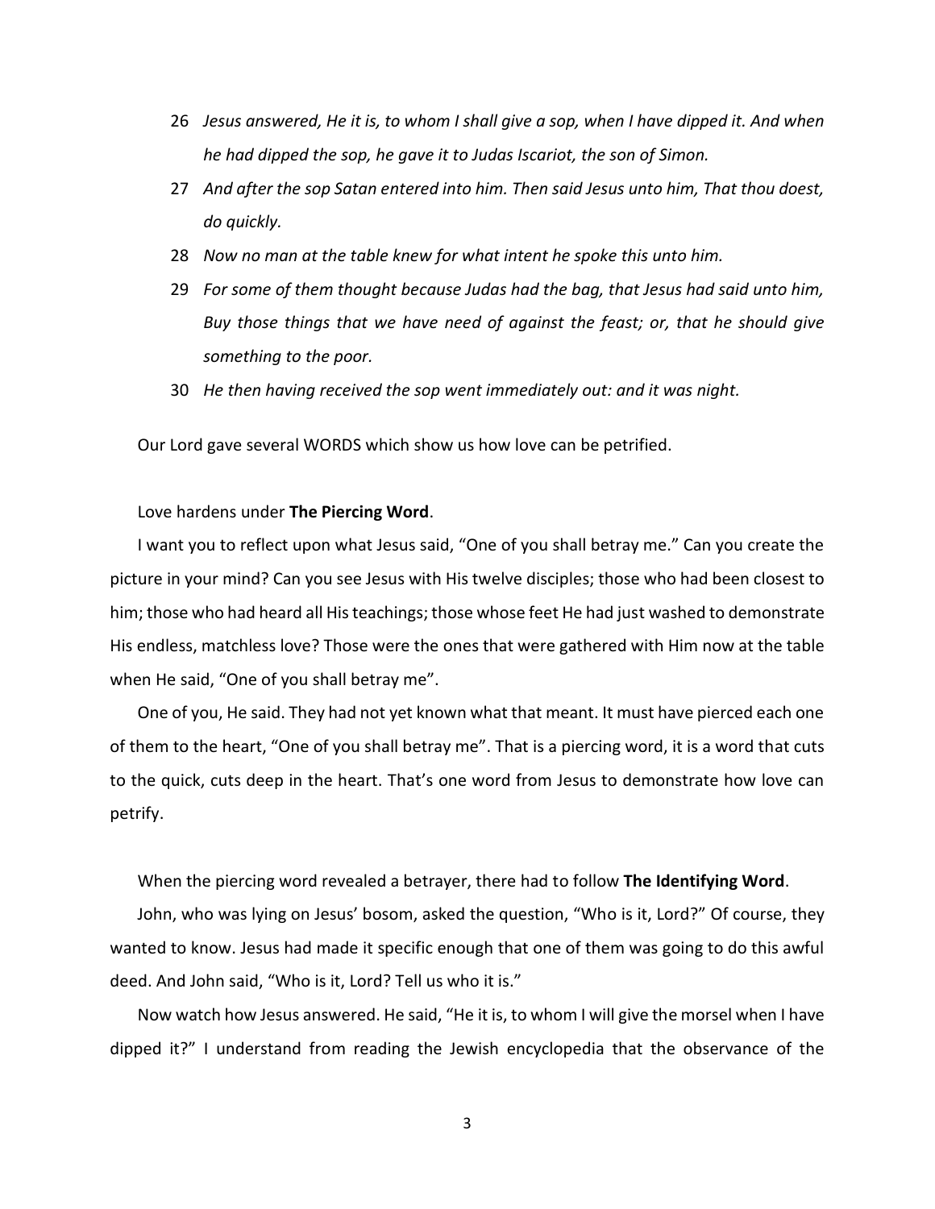26 *Jesus answered, He it is, to whom I shall give a sop, when I have dipped it. And when he had dipped the sop, he gave it to Judas Iscariot, the son of Simon.*

27 *And after the sop Satan entered into him. Then said Jesus unto him, That thou doest, do quickly.*

28 *Now no man at the table knew for what intent he spoke this unto him.*

29 *For some of them thought because Judas had the bag, that Jesus had said unto him, Buy those things that we have need of against the feast; or, that he should give something to the poor.*

30 *He then having received the sop went immediately out: and it was night.*

Our Lord gave several WORDS which show us how love can be petrified.

Love hardens under **The Piercing Word**.

I want you to reflect upon what Jesus said, "One of you shall betray me." Can you create the picture in your mind? Can you see Jesus with His twelve disciples; those who had been closest to him; those who had heard all His teachings; those whose feet He had just washed to demonstrate His endless, matchless love? Those were the ones that were gathered with Him now at the table when He said, "One of you shall betray me".

One of you, He said. They had not yet known what that meant. It must have pierced each one of them to the heart, "One of you shall betray me". That is a piercing word, it is a word that cuts to the quick, cuts deep in the heart. That's one word from Jesus to demonstrate how love can petrify.

When the piercing word revealed a betrayer, there had to follow **The Identifying Word**.

John, who was lying on Jesus' bosom, asked the question, "Who is it, Lord?" Of course, they wanted to know. Jesus had made it specific enough that one of them was going to do this awful deed. And John said, "Who is it, Lord? Tell us who it is."

Now watch how Jesus answered. He said, "He it is, to whom I will give the morsel when I have dipped it?" I understand from reading the Jewish encyclopedia that the observance of the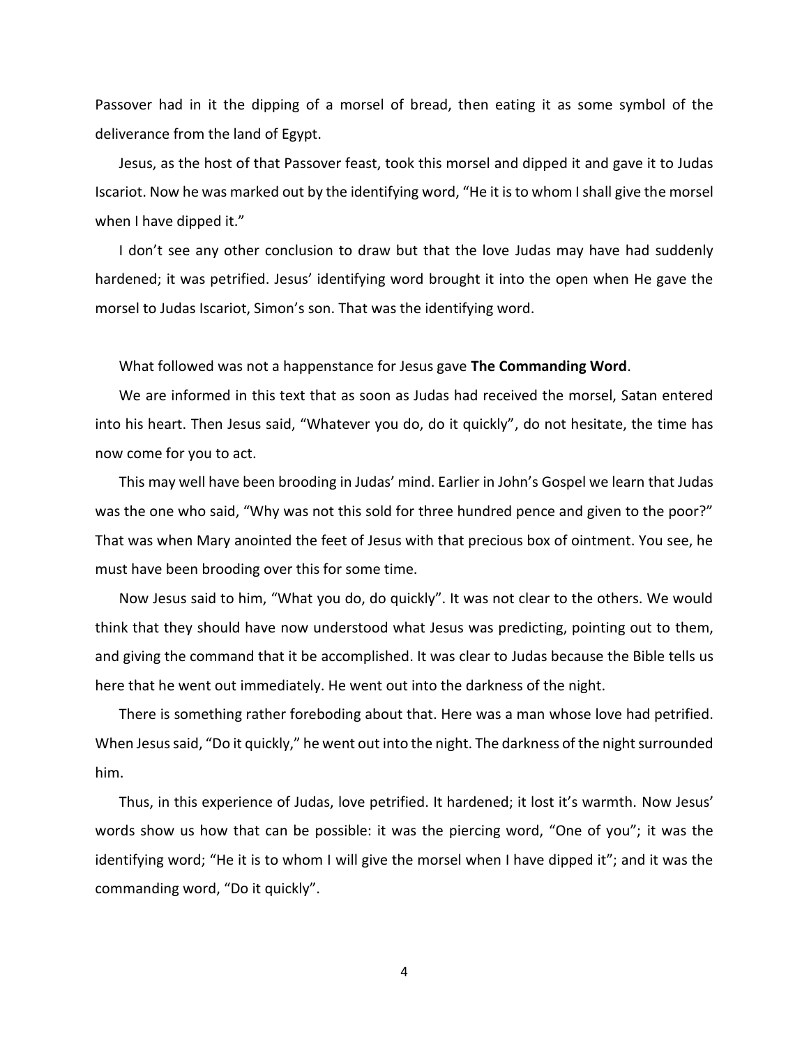Passover had in it the dipping of a morsel of bread, then eating it as some symbol of the deliverance from the land of Egypt.

Jesus, as the host of that Passover feast, took this morsel and dipped it and gave it to Judas Iscariot. Now he was marked out by the identifying word, "He it is to whom I shall give the morsel when I have dipped it."

I don't see any other conclusion to draw but that the love Judas may have had suddenly hardened; it was petrified. Jesus' identifying word brought it into the open when He gave the morsel to Judas Iscariot, Simon's son. That was the identifying word.

What followed was not a happenstance for Jesus gave **The Commanding Word**.

We are informed in this text that as soon as Judas had received the morsel, Satan entered into his heart. Then Jesus said, "Whatever you do, do it quickly", do not hesitate, the time has now come for you to act.

This may well have been brooding in Judas' mind. Earlier in John's Gospel we learn that Judas was the one who said, "Why was not this sold for three hundred pence and given to the poor?" That was when Mary anointed the feet of Jesus with that precious box of ointment. You see, he must have been brooding over this for some time.

Now Jesus said to him, "What you do, do quickly". It was not clear to the others. We would think that they should have now understood what Jesus was predicting, pointing out to them, and giving the command that it be accomplished. It was clear to Judas because the Bible tells us here that he went out immediately. He went out into the darkness of the night.

There is something rather foreboding about that. Here was a man whose love had petrified. When Jesus said, "Do it quickly," he went out into the night. The darkness of the night surrounded him.

Thus, in this experience of Judas, love petrified. It hardened; it lost it's warmth. Now Jesus' words show us how that can be possible: it was the piercing word, "One of you"; it was the identifying word; "He it is to whom I will give the morsel when I have dipped it"; and it was the commanding word, "Do it quickly".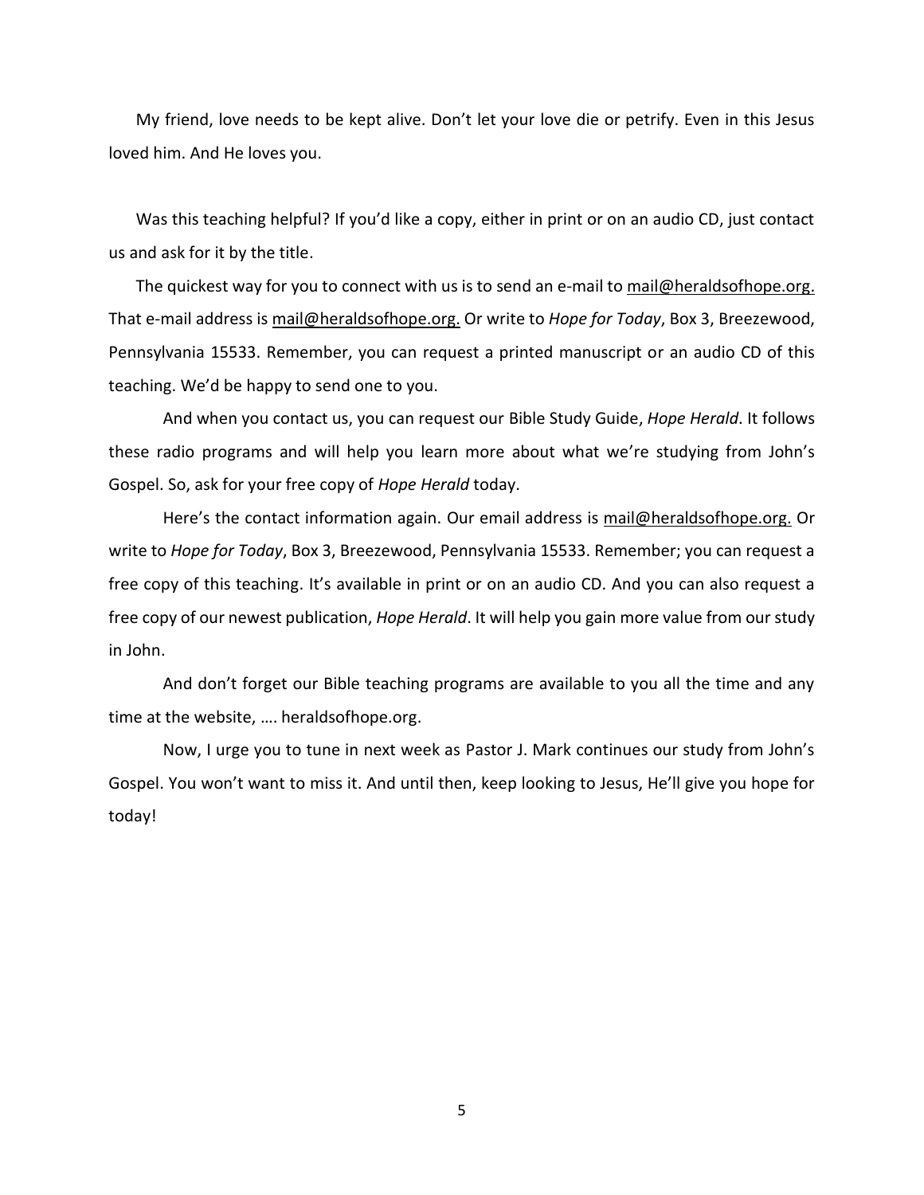My friend, love needs to be kept alive. Don't let your love die or petrify. Even in this Jesus loved him. And He loves you.

Was this teaching helpful? If you'd like a copy, either in print or on an audio CD, just contact us and ask for it by the title.

The quickest way for you to connect with us is to send an e-mail to mail@heraldsofhope.org. That e-mail address is mail@heraldsofhope.org. Or write to *Hope for Today*, Box 3, Breezewood, Pennsylvania 15533. Remember, you can request a printed manuscript or an audio CD of this teaching. We'd be happy to send one to you.

And when you contact us, you can request our Bible Study Guide, *Hope Herald*. It follows these radio programs and will help you learn more about what we're studying from John's Gospel. So, ask for your free copy of *Hope Herald* today.

Here's the contact information again. Our email address is mail@heraldsofhope.org. Or write to *Hope for Today*, Box 3, Breezewood, Pennsylvania 15533. Remember; you can request a free copy of this teaching. It's available in print or on an audio CD. And you can also request a free copy of our newest publication, *Hope Herald*. It will help you gain more value from our study in John.

And don't forget our Bible teaching programs are available to you all the time and any time at the website, …. heraldsofhope.org.

Now, I urge you to tune in next week as Pastor J. Mark continues our study from John's Gospel. You won't want to miss it. And until then, keep looking to Jesus, He'll give you hope for today!